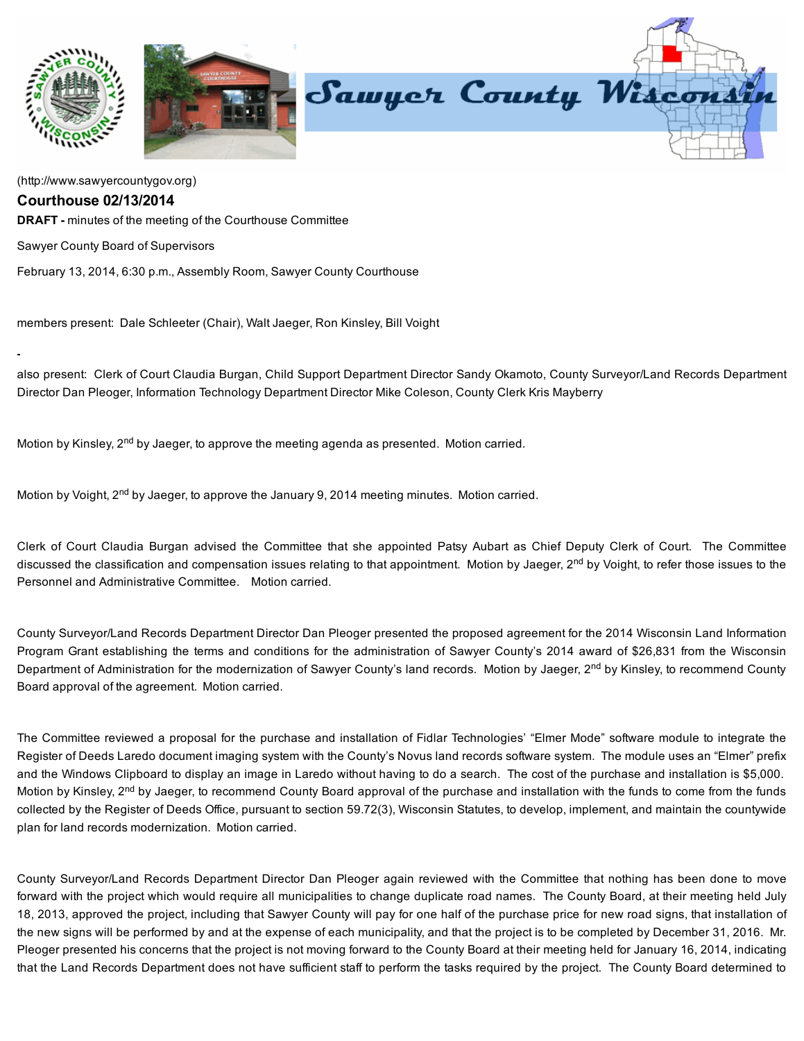(http://www.sawyercountygov.org)

## Courthouse 02/13/2014

**DRAFT -** minutes of the meeting of the Courthouse Committee

Sawyer County Board of Supervisors

February 13, 2014, 6:30 p.m., Assembly Room, Sawyer County Courthouse

members present: Dale Schleeter (Chair), Walt Jaeger, Ron Kinsley, Bill Voight

-

also present: Clerk of Court Claudia Burgan, Child Support Department Director Sandy Okamoto, County Surveyor/Land Records Department Director Dan Pleoger, Information Technology Department Director Mike Coleson, County Clerk Kris Mayberry

Motion by Kinsley, 2nd by Jaeger, to approve the meeting agenda as presented. Motion carried.

Motion by Voight, 2nd by Jaeger, to approve the January 9, 2014 meeting minutes. Motion carried.

Clerk of Court Claudia Burgan advised the Committee that she appointed Patsy Aubart as Chief Deputy Clerk of Court. The Committee discussed the classification and compensation issues relating to that appointment. Motion by Jaeger, 2nd by Voight, to refer those issues to the Personnel and Administrative Committee. Motion carried.

County Surveyor/Land Records Department Director Dan Pleoger presented the proposed agreement for the 2014 Wisconsin Land Information Program Grant establishing the terms and conditions for the administration of Sawyer County's 2014 award of $26,831 from the Wisconsin Department of Administration for the modernization of Sawyer County's land records. Motion by Jaeger, 2nd by Kinsley, to recommend County Board approval of the agreement. Motion carried.

The Committee reviewed a proposal for the purchase and installation of Fidlar Technologies' "Elmer Mode" software module to integrate the Register of Deeds Laredo document imaging system with the County's Novus land records software system. The module uses an "Elmer" prefix and the Windows Clipboard to display an image in Laredo without having to do a search. The cost of the purchase and installation is $5,000. Motion by Kinsley, 2nd by Jaeger, to recommend County Board approval of the purchase and installation with the funds to come from the funds collected by the Register of Deeds Office, pursuant to section 59.72(3), Wisconsin Statutes, to develop, implement, and maintain the countywide plan for land records modernization. Motion carried.

County Surveyor/Land Records Department Director Dan Pleoger again reviewed with the Committee that nothing has been done to move forward with the project which would require all municipalities to change duplicate road names. The County Board, at their meeting held July 18, 2013, approved the project, including that Sawyer County will pay for one half of the purchase price for new road signs, that installation of the new signs will be performed by and at the expense of each municipality, and that the project is to be completed by December 31, 2016. Mr. Pleoger presented his concerns that the project is not moving forward to the County Board at their meeting held for January 16, 2014, indicating that the Land Records Department does not have sufficient staff to perform the tasks required by the project. The County Board determined to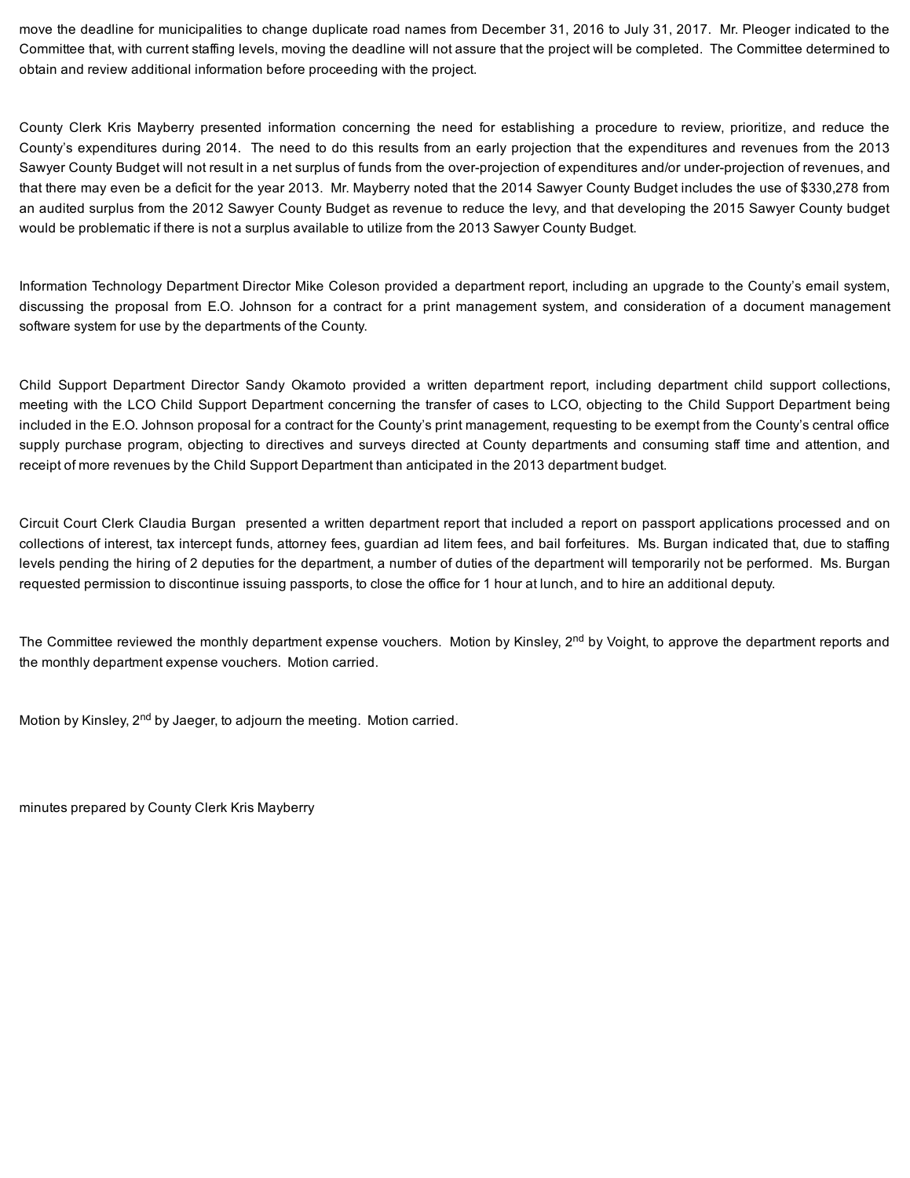move the deadline for municipalities to change duplicate road names from December 31, 2016 to July 31, 2017. Mr. Pleoger indicated to the Committee that, with current staffing levels, moving the deadline will not assure that the project will be completed. The Committee determined to obtain and review additional information before proceeding with the project.

County Clerk Kris Mayberry presented information concerning the need for establishing a procedure to review, prioritize, and reduce the County's expenditures during 2014. The need to do this results from an early projection that the expenditures and revenues from the 2013 Sawyer County Budget will not result in a net surplus of funds from the over-projection of expenditures and/or under-projection of revenues, and that there may even be a deficit for the year 2013. Mr. Mayberry noted that the 2014 Sawyer County Budget includes the use of $330,278 from an audited surplus from the 2012 Sawyer County Budget as revenue to reduce the levy, and that developing the 2015 Sawyer County budget would be problematic if there is not a surplus available to utilize from the 2013 Sawyer County Budget.

Information Technology Department Director Mike Coleson provided a department report, including an upgrade to the County's email system, discussing the proposal from E.O. Johnson for a contract for a print management system, and consideration of a document management software system for use by the departments of the County.

Child Support Department Director Sandy Okamoto provided a written department report, including department child support collections, meeting with the LCO Child Support Department concerning the transfer of cases to LCO, objecting to the Child Support Department being included in the E.O. Johnson proposal for a contract for the County's print management, requesting to be exempt from the County's central office supply purchase program, objecting to directives and surveys directed at County departments and consuming staff time and attention, and receipt of more revenues by the Child Support Department than anticipated in the 2013 department budget.

Circuit Court Clerk Claudia Burgan presented a written department report that included a report on passport applications processed and on collections of interest, tax intercept funds, attorney fees, guardian ad litem fees, and bail forfeitures. Ms. Burgan indicated that, due to staffing levels pending the hiring of 2 deputies for the department, a number of duties of the department will temporarily not be performed. Ms. Burgan requested permission to discontinue issuing passports, to close the office for 1 hour at lunch, and to hire an additional deputy.

The Committee reviewed the monthly department expense vouchers. Motion by Kinsley, 2nd by Voight, to approve the department reports and the monthly department expense vouchers. Motion carried.

Motion by Kinsley, 2nd by Jaeger, to adjourn the meeting. Motion carried.

minutes prepared by County Clerk Kris Mayberry